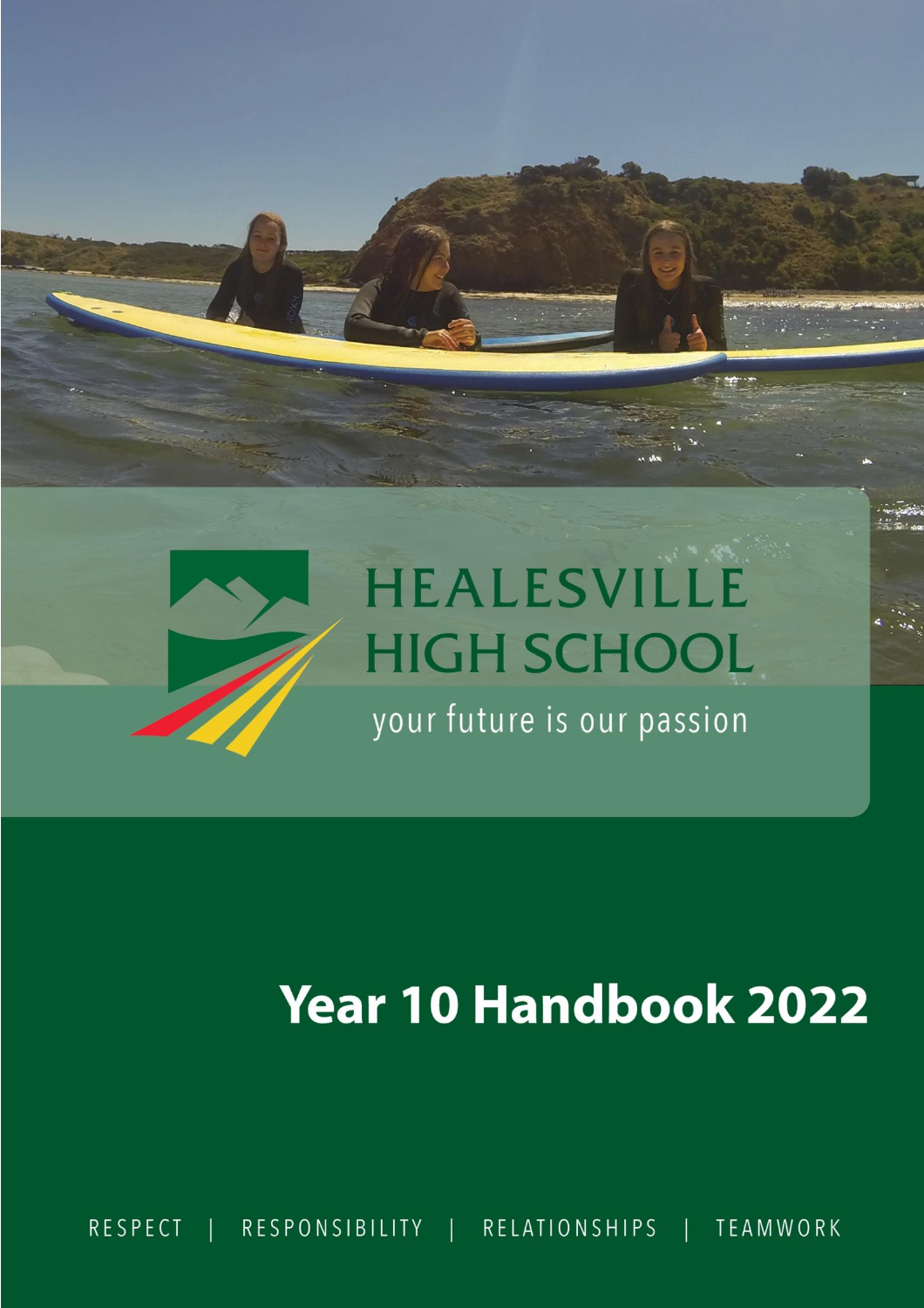HEALESVILLE HIGH SCHOOL

your future is our passion

# Year 10 Handbook 2022

RESPECT | RESPONSIBILITY | RELATIONSHIPS | TEAMWORK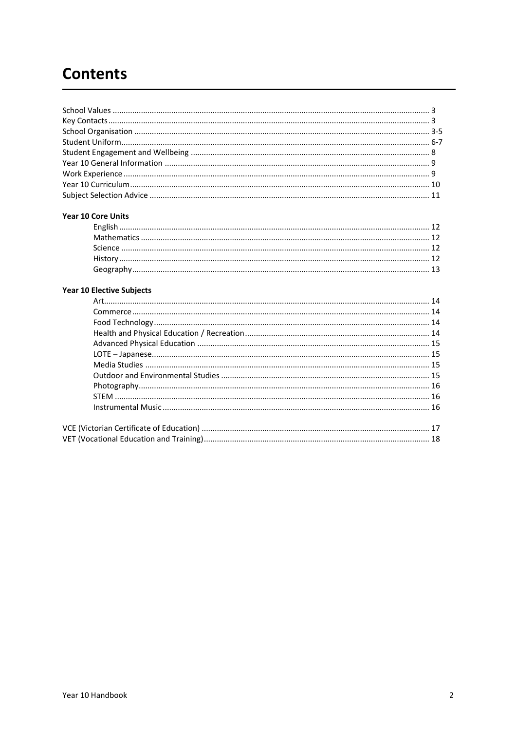# Contents

School Values ........ 3
Key Contacts ........ 3
School Organisation ........ 3-5
Student Uniform ........ 6-7
Student Engagement and Wellbeing ........ 8
Year 10 General Information ........ 9
Work Experience ........ 9
Year 10 Curriculum ........ 10
Subject Selection Advice ........ 11

**Year 10 Core Units**

- English ........ 12
- Mathematics ........ 12
- Science ........ 12
- History ........ 12
- Geography ........ 13

**Year 10 Elective Subjects**

- Art ........ 14
- Commerce ........ 14
- Food Technology ........ 14
- Health and Physical Education / Recreation ........ 14
- Advanced Physical Education ........ 15
- LOTE – Japanese ........ 15
- Media Studies ........ 15
- Outdoor and Environmental Studies ........ 15
- Photography ........ 16
- STEM ........ 16
- Instrumental Music ........ 16

VCE (Victorian Certificate of Education) ........ 17
VET (Vocational Education and Training) ........ 18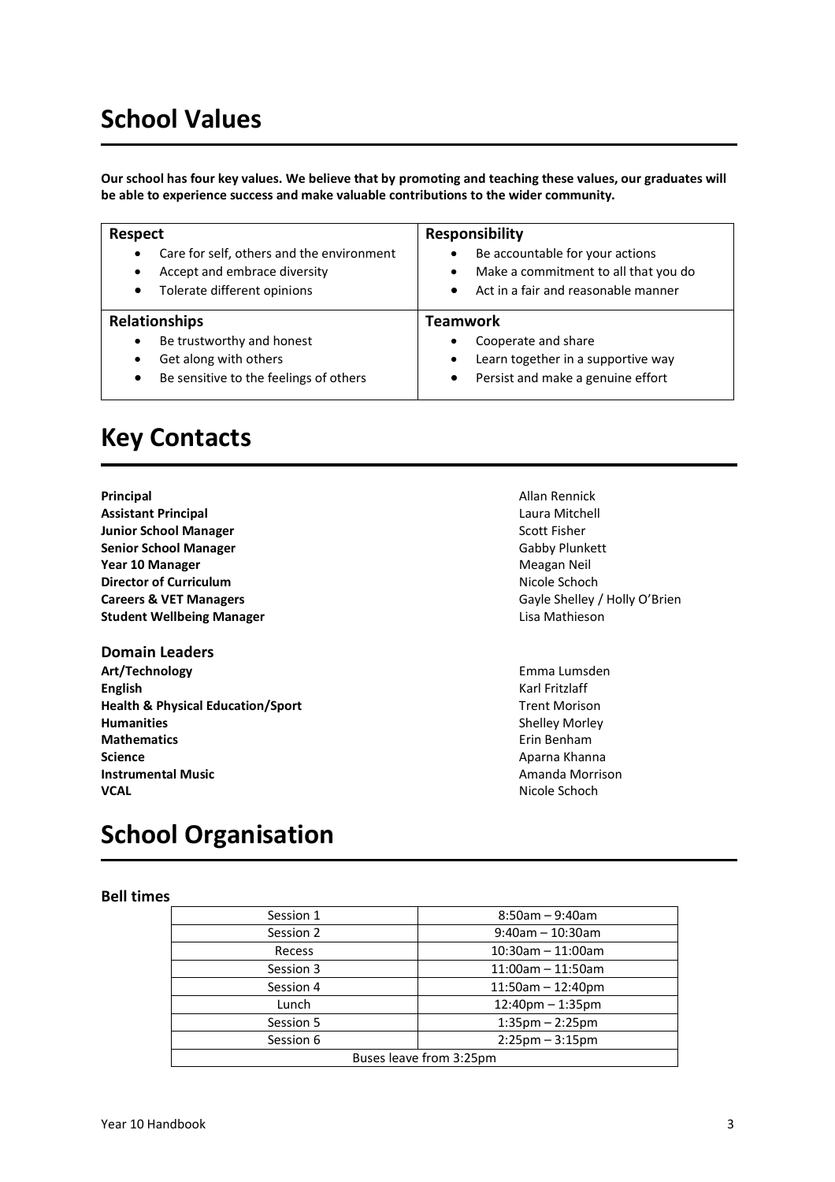# School Values

**Our school has four key values. We believe that by promoting and teaching these values, our graduates will be able to experience success and make valuable contributions to the wider community.**

| **Respect** | **Responsibility** |
|---|---|
| • Care for self, others and the environment<br>• Accept and embrace diversity<br>• Tolerate different opinions | • Be accountable for your actions<br>• Make a commitment to all that you do<br>• Act in a fair and reasonable manner |
| **Relationships** | **Teamwork** |
| • Be trustworthy and honest<br>• Get along with others<br>• Be sensitive to the feelings of others | • Cooperate and share<br>• Learn together in a supportive way<br>• Persist and make a genuine effort |

# Key Contacts

**Principal** Allan Rennick
**Assistant Principal** Laura Mitchell
**Junior School Manager** Scott Fisher
**Senior School Manager** Gabby Plunkett
**Year 10 Manager** Meagan Neil
**Director of Curriculum** Nicole Schoch
**Careers & VET Managers** Gayle Shelley / Holly O'Brien
**Student Wellbeing Manager** Lisa Mathieson

### Domain Leaders

**Art/Technology** Emma Lumsden
**English** Karl Fritzlaff
**Health & Physical Education/Sport** Trent Morison
**Humanities** Shelley Morley
**Mathematics** Erin Benham
**Science** Aparna Khanna
**Instrumental Music** Amanda Morrison
**VCAL** Nicole Schoch

# School Organisation

### Bell times

| Session | Time |
|---|---|
| Session 1 | 8:50am – 9:40am |
| Session 2 | 9:40am – 10:30am |
| Recess | 10:30am – 11:00am |
| Session 3 | 11:00am – 11:50am |
| Session 4 | 11:50am – 12:40pm |
| Lunch | 12:40pm – 1:35pm |
| Session 5 | 1:35pm – 2:25pm |
| Session 6 | 2:25pm – 3:15pm |
| Buses leave from 3:25pm | |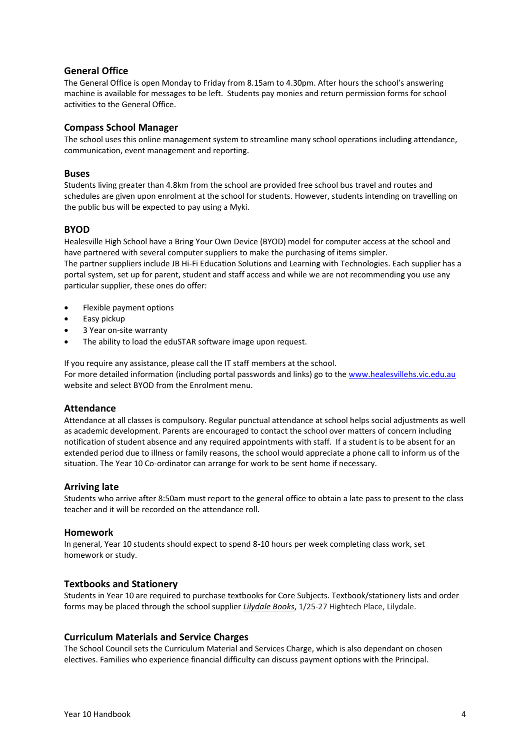## General Office

The General Office is open Monday to Friday from 8.15am to 4.30pm. After hours the school's answering machine is available for messages to be left. Students pay monies and return permission forms for school activities to the General Office.

## Compass School Manager

The school uses this online management system to streamline many school operations including attendance, communication, event management and reporting.

## Buses

Students living greater than 4.8km from the school are provided free school bus travel and routes and schedules are given upon enrolment at the school for students. However, students intending on travelling on the public bus will be expected to pay using a Myki.

## BYOD

Healesville High School have a Bring Your Own Device (BYOD) model for computer access at the school and have partnered with several computer suppliers to make the purchasing of items simpler.
The partner suppliers include JB Hi-Fi Education Solutions and Learning with Technologies. Each supplier has a portal system, set up for parent, student and staff access and while we are not recommending you use any particular supplier, these ones do offer:

- Flexible payment options
- Easy pickup
- 3 Year on-site warranty
- The ability to load the eduSTAR software image upon request.

If you require any assistance, please call the IT staff members at the school.
For more detailed information (including portal passwords and links) go to the [www.healesvillehs.vic.edu.au](http://www.healesvillehs.vic.edu.au) website and select BYOD from the Enrolment menu.

## Attendance

Attendance at all classes is compulsory. Regular punctual attendance at school helps social adjustments as well as academic development. Parents are encouraged to contact the school over matters of concern including notification of student absence and any required appointments with staff. If a student is to be absent for an extended period due to illness or family reasons, the school would appreciate a phone call to inform us of the situation. The Year 10 Co-ordinator can arrange for work to be sent home if necessary.

## Arriving late

Students who arrive after 8:50am must report to the general office to obtain a late pass to present to the class teacher and it will be recorded on the attendance roll.

## Homework

In general, Year 10 students should expect to spend 8-10 hours per week completing class work, set homework or study.

## Textbooks and Stationery

Students in Year 10 are required to purchase textbooks for Core Subjects. Textbook/stationery lists and order forms may be placed through the school supplier ***Lilydale Books***, 1/25-27 Hightech Place, Lilydale.

## Curriculum Materials and Service Charges

The School Council sets the Curriculum Material and Services Charge, which is also dependant on chosen electives. Families who experience financial difficulty can discuss payment options with the Principal.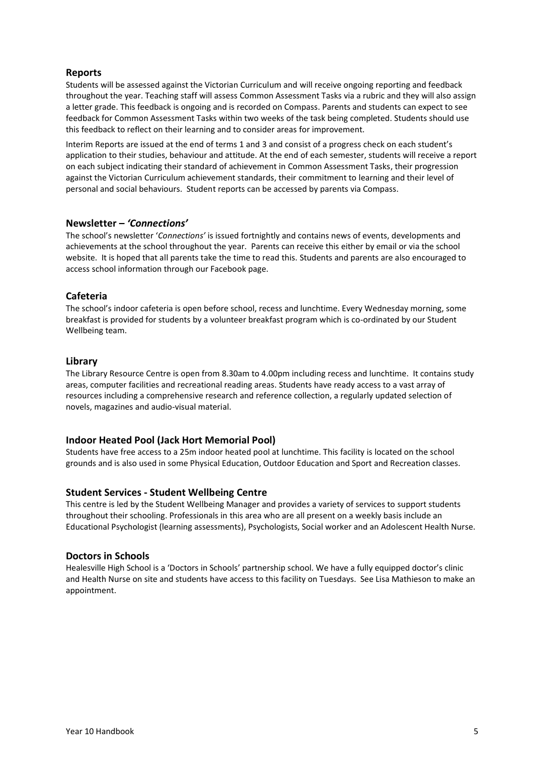## Reports

Students will be assessed against the Victorian Curriculum and will receive ongoing reporting and feedback throughout the year. Teaching staff will assess Common Assessment Tasks via a rubric and they will also assign a letter grade. This feedback is ongoing and is recorded on Compass. Parents and students can expect to see feedback for Common Assessment Tasks within two weeks of the task being completed. Students should use this feedback to reflect on their learning and to consider areas for improvement.

Interim Reports are issued at the end of terms 1 and 3 and consist of a progress check on each student's application to their studies, behaviour and attitude. At the end of each semester, students will receive a report on each subject indicating their standard of achievement in Common Assessment Tasks, their progression against the Victorian Curriculum achievement standards, their commitment to learning and their level of personal and social behaviours. Student reports can be accessed by parents via Compass.

## Newsletter – *'Connections'*

The school's newsletter '*Connections'* is issued fortnightly and contains news of events, developments and achievements at the school throughout the year. Parents can receive this either by email or via the school website. It is hoped that all parents take the time to read this. Students and parents are also encouraged to access school information through our Facebook page.

## Cafeteria

The school's indoor cafeteria is open before school, recess and lunchtime. Every Wednesday morning, some breakfast is provided for students by a volunteer breakfast program which is co-ordinated by our Student Wellbeing team.

## Library

The Library Resource Centre is open from 8.30am to 4.00pm including recess and lunchtime. It contains study areas, computer facilities and recreational reading areas. Students have ready access to a vast array of resources including a comprehensive research and reference collection, a regularly updated selection of novels, magazines and audio-visual material.

## Indoor Heated Pool (Jack Hort Memorial Pool)

Students have free access to a 25m indoor heated pool at lunchtime. This facility is located on the school grounds and is also used in some Physical Education, Outdoor Education and Sport and Recreation classes.

## Student Services - Student Wellbeing Centre

This centre is led by the Student Wellbeing Manager and provides a variety of services to support students throughout their schooling. Professionals in this area who are all present on a weekly basis include an Educational Psychologist (learning assessments), Psychologists, Social worker and an Adolescent Health Nurse.

## Doctors in Schools

Healesville High School is a 'Doctors in Schools' partnership school. We have a fully equipped doctor's clinic and Health Nurse on site and students have access to this facility on Tuesdays. See Lisa Mathieson to make an appointment.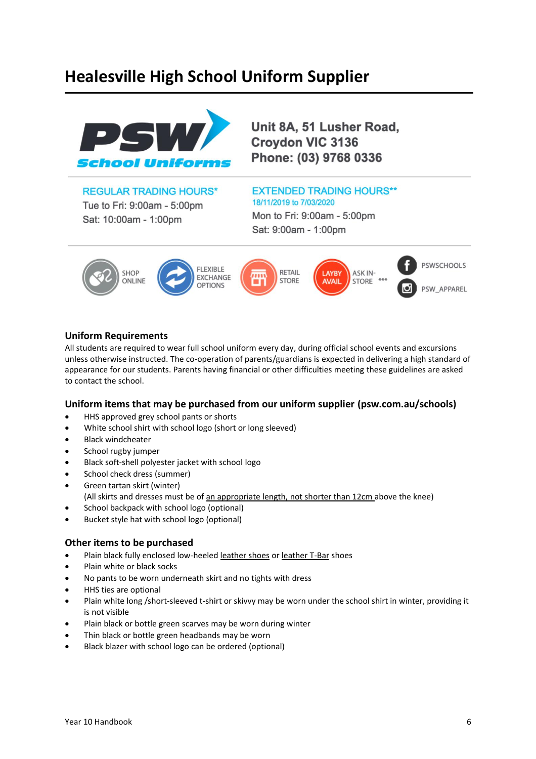# Healesville High School Uniform Supplier

**PSW School Uniforms**

**Unit 8A, 51 Lusher Road, Croydon VIC 3136**
**Phone: (03) 9768 0336**

REGULAR TRADING HOURS*
Tue to Fri: 9:00am - 5:00pm
Sat: 10:00am - 1:00pm

EXTENDED TRADING HOURS**
18/11/2019 to 7/03/2020
Mon to Fri: 9:00am - 5:00pm
Sat: 9:00am - 1:00pm

SHOP ONLINE | FLEXIBLE EXCHANGE OPTIONS | RETAIL STORE | LAYBY AVAIL ASK IN-STORE *** | PSWSCHOOLS | PSW_APPAREL

### Uniform Requirements

All students are required to wear full school uniform every day, during official school events and excursions unless otherwise instructed. The co-operation of parents/guardians is expected in delivering a high standard of appearance for our students. Parents having financial or other difficulties meeting these guidelines are asked to contact the school.

### Uniform items that may be purchased from our uniform supplier (psw.com.au/schools)

- HHS approved grey school pants or shorts
- White school shirt with school logo (short or long sleeved)
- Black windcheater
- School rugby jumper
- Black soft-shell polyester jacket with school logo
- School check dress (summer)
- Green tartan skirt (winter)
  (All skirts and dresses must be of an appropriate length, not shorter than 12cm above the knee)
- School backpack with school logo (optional)
- Bucket style hat with school logo (optional)

### Other items to be purchased

- Plain black fully enclosed low-heeled leather shoes or leather T-Bar shoes
- Plain white or black socks
- No pants to be worn underneath skirt and no tights with dress
- HHS ties are optional
- Plain white long /short-sleeved t-shirt or skivvy may be worn under the school shirt in winter, providing it is not visible
- Plain black or bottle green scarves may be worn during winter
- Thin black or bottle green headbands may be worn
- Black blazer with school logo can be ordered (optional)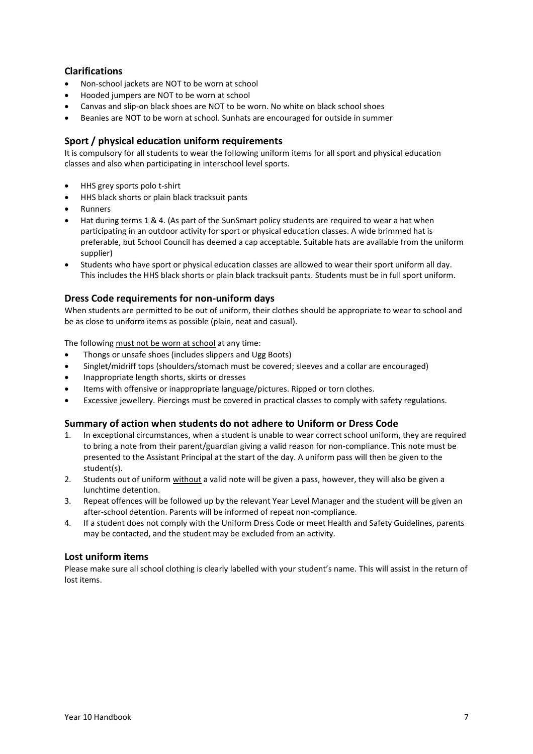## Clarifications

- Non-school jackets are NOT to be worn at school
- Hooded jumpers are NOT to be worn at school
- Canvas and slip-on black shoes are NOT to be worn. No white on black school shoes
- Beanies are NOT to be worn at school. Sunhats are encouraged for outside in summer

## Sport / physical education uniform requirements

It is compulsory for all students to wear the following uniform items for all sport and physical education classes and also when participating in interschool level sports.

- HHS grey sports polo t-shirt
- HHS black shorts or plain black tracksuit pants
- Runners
- Hat during terms 1 & 4. (As part of the SunSmart policy students are required to wear a hat when participating in an outdoor activity for sport or physical education classes. A wide brimmed hat is preferable, but School Council has deemed a cap acceptable. Suitable hats are available from the uniform supplier)
- Students who have sport or physical education classes are allowed to wear their sport uniform all day. This includes the HHS black shorts or plain black tracksuit pants. Students must be in full sport uniform.

## Dress Code requirements for non-uniform days

When students are permitted to be out of uniform, their clothes should be appropriate to wear to school and be as close to uniform items as possible (plain, neat and casual).

The following <u>must not be worn at school</u> at any time:

- Thongs or unsafe shoes (includes slippers and Ugg Boots)
- Singlet/midriff tops (shoulders/stomach must be covered; sleeves and a collar are encouraged)
- Inappropriate length shorts, skirts or dresses
- Items with offensive or inappropriate language/pictures. Ripped or torn clothes.
- Excessive jewellery. Piercings must be covered in practical classes to comply with safety regulations.

## Summary of action when students do not adhere to Uniform or Dress Code

1. In exceptional circumstances, when a student is unable to wear correct school uniform, they are required to bring a note from their parent/guardian giving a valid reason for non-compliance. This note must be presented to the Assistant Principal at the start of the day. A uniform pass will then be given to the student(s).
2. Students out of uniform <u>without</u> a valid note will be given a pass, however, they will also be given a lunchtime detention.
3. Repeat offences will be followed up by the relevant Year Level Manager and the student will be given an after-school detention. Parents will be informed of repeat non-compliance.
4. If a student does not comply with the Uniform Dress Code or meet Health and Safety Guidelines, parents may be contacted, and the student may be excluded from an activity.

## Lost uniform items

Please make sure all school clothing is clearly labelled with your student's name. This will assist in the return of lost items.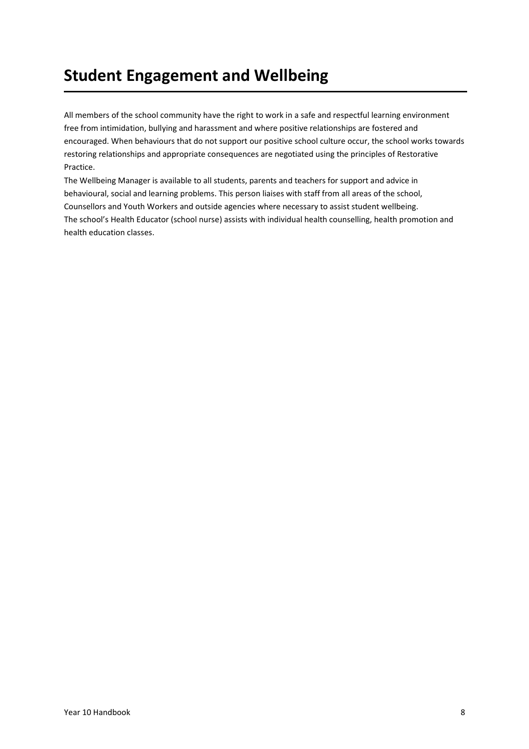# Student Engagement and Wellbeing

All members of the school community have the right to work in a safe and respectful learning environment free from intimidation, bullying and harassment and where positive relationships are fostered and encouraged. When behaviours that do not support our positive school culture occur, the school works towards restoring relationships and appropriate consequences are negotiated using the principles of Restorative Practice.

The Wellbeing Manager is available to all students, parents and teachers for support and advice in behavioural, social and learning problems. This person liaises with staff from all areas of the school, Counsellors and Youth Workers and outside agencies where necessary to assist student wellbeing.

The school's Health Educator (school nurse) assists with individual health counselling, health promotion and health education classes.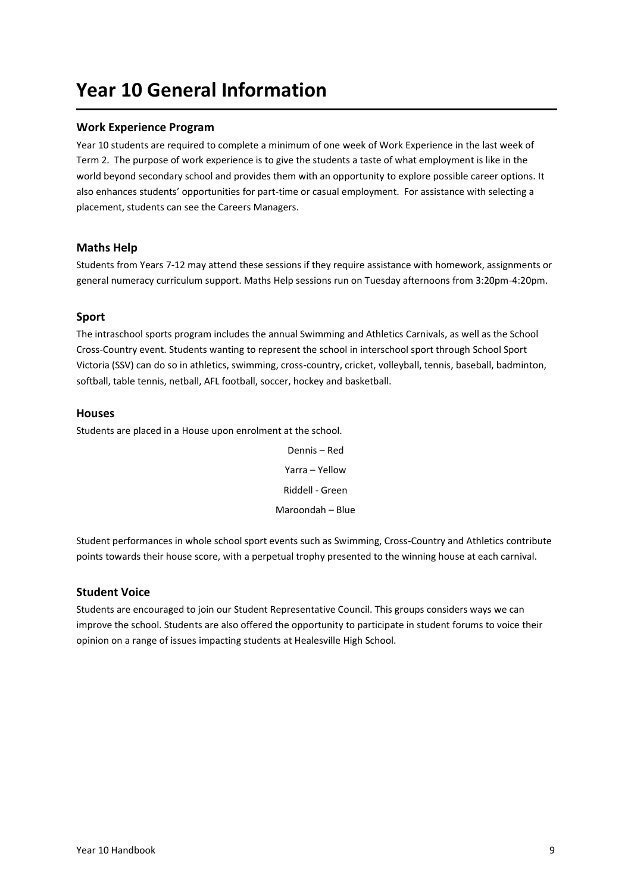# Year 10 General Information

## Work Experience Program

Year 10 students are required to complete a minimum of one week of Work Experience in the last week of Term 2. The purpose of work experience is to give the students a taste of what employment is like in the world beyond secondary school and provides them with an opportunity to explore possible career options. It also enhances students' opportunities for part-time or casual employment. For assistance with selecting a placement, students can see the Careers Managers.

## Maths Help

Students from Years 7-12 may attend these sessions if they require assistance with homework, assignments or general numeracy curriculum support. Maths Help sessions run on Tuesday afternoons from 3:20pm-4:20pm.

## Sport

The intraschool sports program includes the annual Swimming and Athletics Carnivals, as well as the School Cross-Country event. Students wanting to represent the school in interschool sport through School Sport Victoria (SSV) can do so in athletics, swimming, cross-country, cricket, volleyball, tennis, baseball, badminton, softball, table tennis, netball, AFL football, soccer, hockey and basketball.

## Houses

Students are placed in a House upon enrolment at the school.

Dennis – Red

Yarra – Yellow

Riddell - Green

Maroondah – Blue

Student performances in whole school sport events such as Swimming, Cross-Country and Athletics contribute points towards their house score, with a perpetual trophy presented to the winning house at each carnival.

## Student Voice

Students are encouraged to join our Student Representative Council. This groups considers ways we can improve the school. Students are also offered the opportunity to participate in student forums to voice their opinion on a range of issues impacting students at Healesville High School.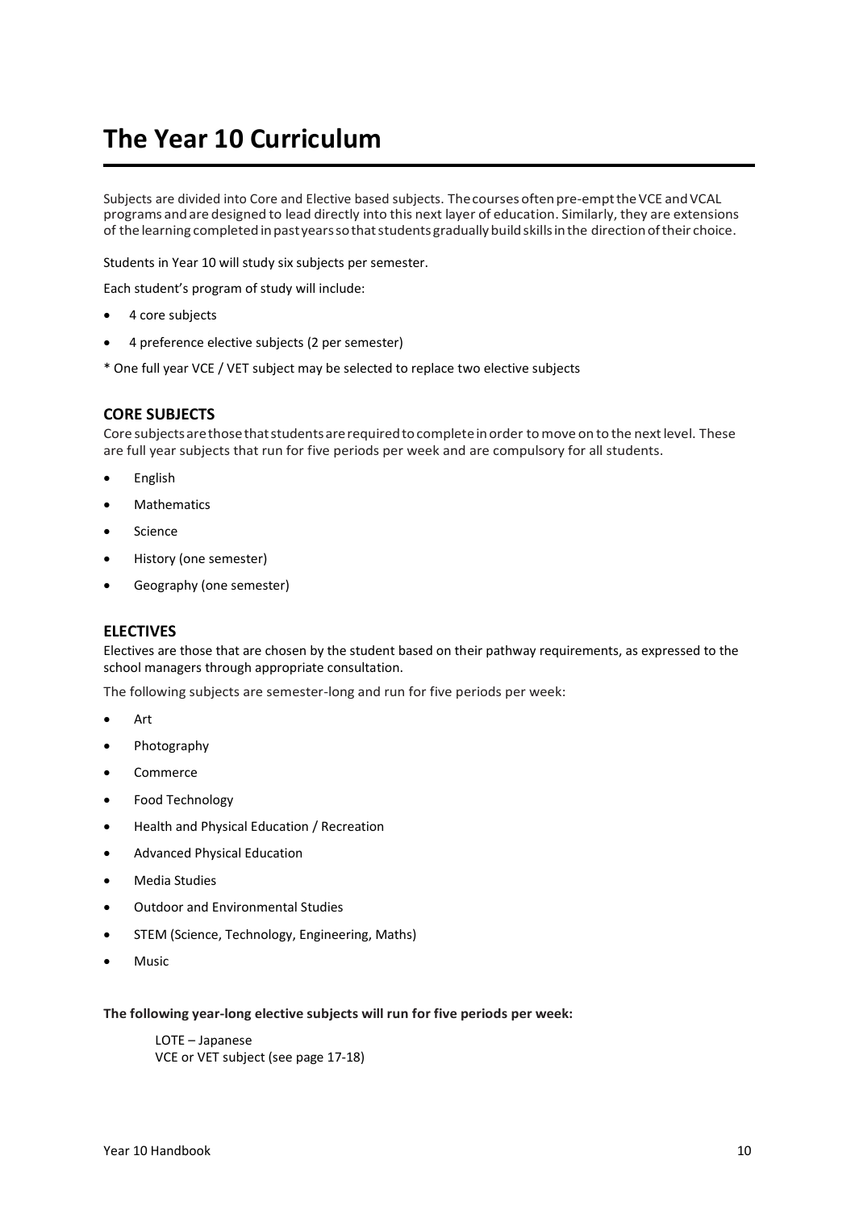# The Year 10 Curriculum

Subjects are divided into Core and Elective based subjects. The courses often pre-empt the VCE and VCAL programs and are designed to lead directly into this next layer of education. Similarly, they are extensions of the learning completed in past years so that students gradually build skills in the direction of their choice.

Students in Year 10 will study six subjects per semester.

Each student's program of study will include:

- 4 core subjects
- 4 preference elective subjects (2 per semester)

* One full year VCE / VET subject may be selected to replace two elective subjects

## CORE SUBJECTS

Core subjects are those that students are required to complete in order to move on to the next level. These are full year subjects that run for five periods per week and are compulsory for all students.

- English
- Mathematics
- Science
- History (one semester)
- Geography (one semester)

## ELECTIVES

Electives are those that are chosen by the student based on their pathway requirements, as expressed to the school managers through appropriate consultation.

The following subjects are semester-long and run for five periods per week:

- Art
- Photography
- Commerce
- Food Technology
- Health and Physical Education / Recreation
- Advanced Physical Education
- Media Studies
- Outdoor and Environmental Studies
- STEM (Science, Technology, Engineering, Maths)
- Music

**The following year-long elective subjects will run for five periods per week:**

LOTE – Japanese
VCE or VET subject (see page 17-18)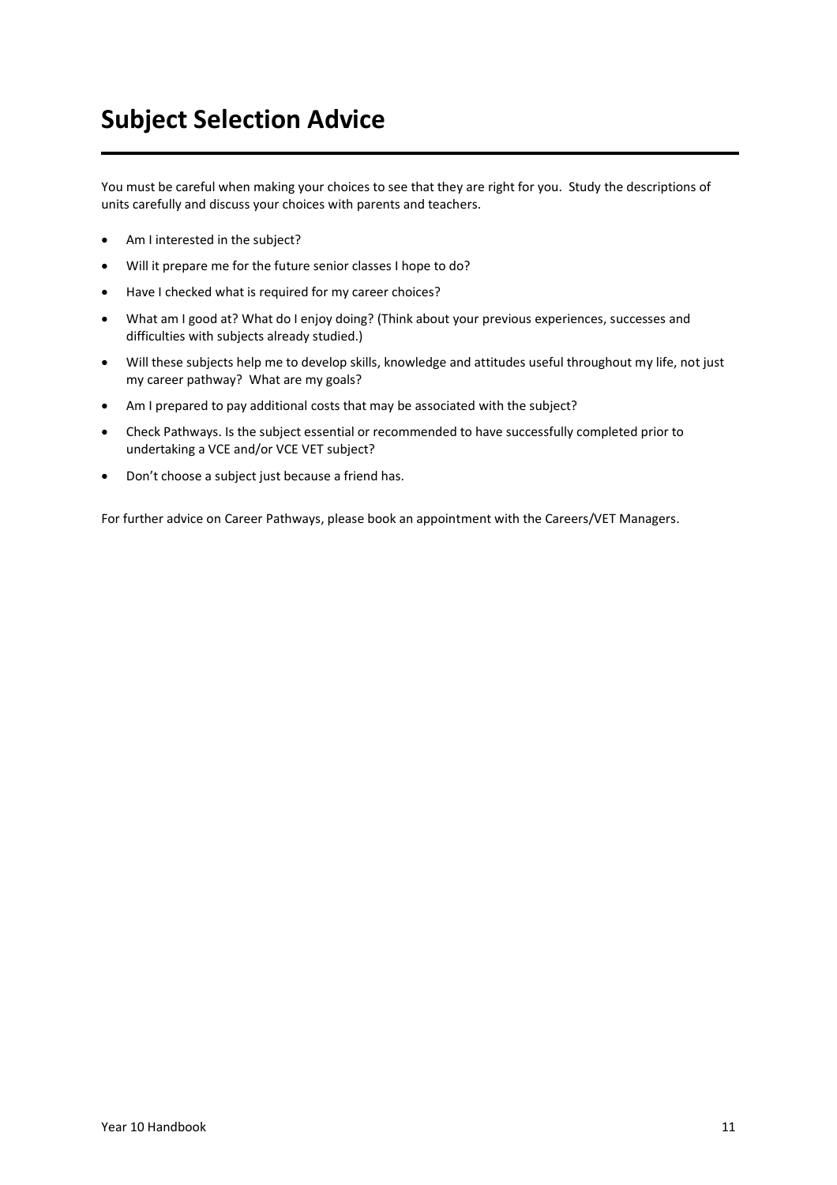# Subject Selection Advice

You must be careful when making your choices to see that they are right for you. Study the descriptions of units carefully and discuss your choices with parents and teachers.

- Am I interested in the subject?
- Will it prepare me for the future senior classes I hope to do?
- Have I checked what is required for my career choices?
- What am I good at? What do I enjoy doing? (Think about your previous experiences, successes and difficulties with subjects already studied.)
- Will these subjects help me to develop skills, knowledge and attitudes useful throughout my life, not just my career pathway? What are my goals?
- Am I prepared to pay additional costs that may be associated with the subject?
- Check Pathways. Is the subject essential or recommended to have successfully completed prior to undertaking a VCE and/or VCE VET subject?
- Don't choose a subject just because a friend has.

For further advice on Career Pathways, please book an appointment with the Careers/VET Managers.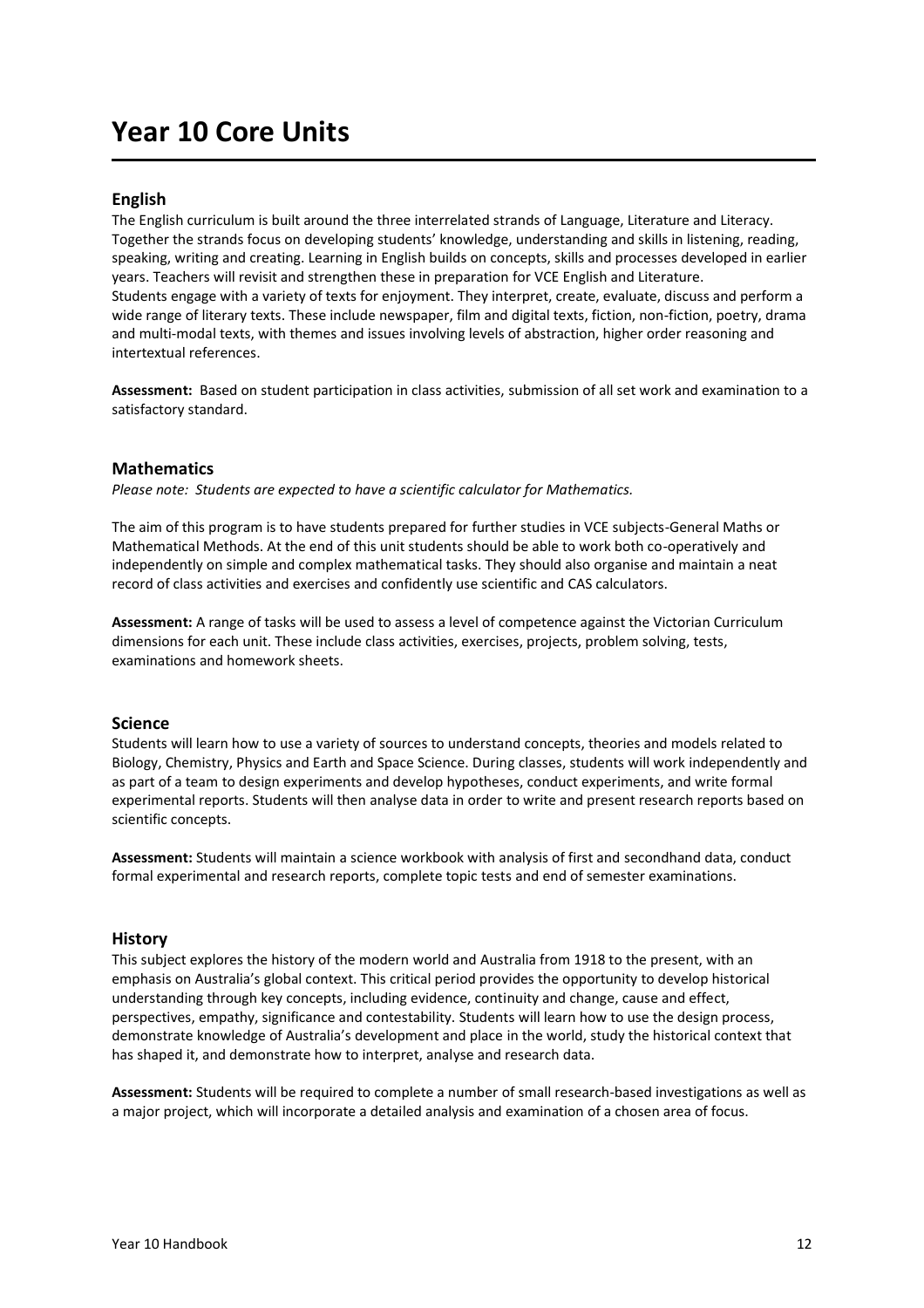# Year 10 Core Units

## English

The English curriculum is built around the three interrelated strands of Language, Literature and Literacy. Together the strands focus on developing students' knowledge, understanding and skills in listening, reading, speaking, writing and creating. Learning in English builds on concepts, skills and processes developed in earlier years. Teachers will revisit and strengthen these in preparation for VCE English and Literature.
Students engage with a variety of texts for enjoyment. They interpret, create, evaluate, discuss and perform a wide range of literary texts. These include newspaper, film and digital texts, fiction, non-fiction, poetry, drama and multi-modal texts, with themes and issues involving levels of abstraction, higher order reasoning and intertextual references.

**Assessment:** Based on student participation in class activities, submission of all set work and examination to a satisfactory standard.

## Mathematics

*Please note: Students are expected to have a scientific calculator for Mathematics.*

The aim of this program is to have students prepared for further studies in VCE subjects-General Maths or Mathematical Methods. At the end of this unit students should be able to work both co-operatively and independently on simple and complex mathematical tasks. They should also organise and maintain a neat record of class activities and exercises and confidently use scientific and CAS calculators.

**Assessment:** A range of tasks will be used to assess a level of competence against the Victorian Curriculum dimensions for each unit. These include class activities, exercises, projects, problem solving, tests, examinations and homework sheets.

## Science

Students will learn how to use a variety of sources to understand concepts, theories and models related to Biology, Chemistry, Physics and Earth and Space Science. During classes, students will work independently and as part of a team to design experiments and develop hypotheses, conduct experiments, and write formal experimental reports. Students will then analyse data in order to write and present research reports based on scientific concepts.

**Assessment:** Students will maintain a science workbook with analysis of first and secondhand data, conduct formal experimental and research reports, complete topic tests and end of semester examinations.

## History

This subject explores the history of the modern world and Australia from 1918 to the present, with an emphasis on Australia's global context. This critical period provides the opportunity to develop historical understanding through key concepts, including evidence, continuity and change, cause and effect, perspectives, empathy, significance and contestability. Students will learn how to use the design process, demonstrate knowledge of Australia's development and place in the world, study the historical context that has shaped it, and demonstrate how to interpret, analyse and research data.

**Assessment:** Students will be required to complete a number of small research-based investigations as well as a major project, which will incorporate a detailed analysis and examination of a chosen area of focus.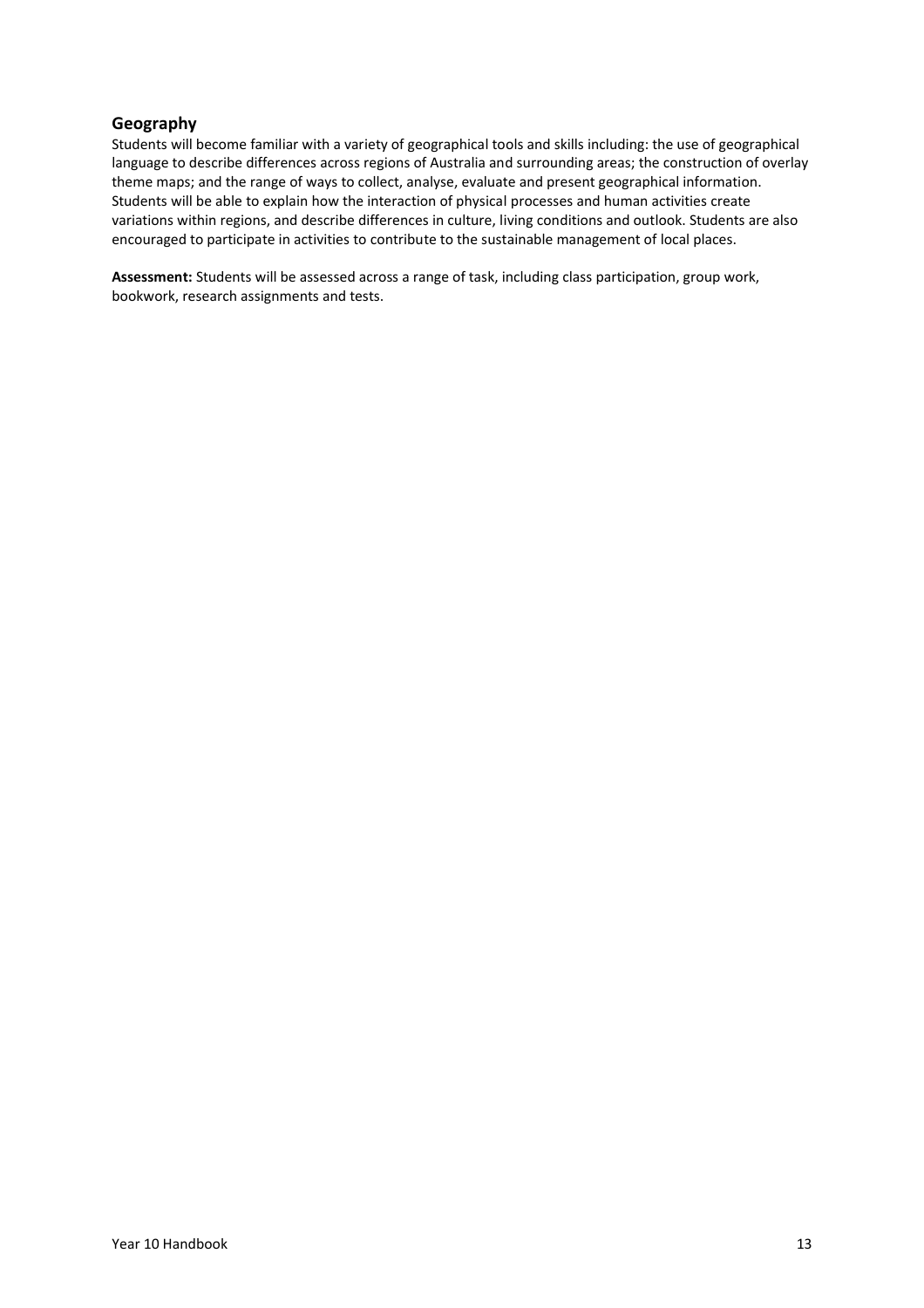## Geography

Students will become familiar with a variety of geographical tools and skills including: the use of geographical language to describe differences across regions of Australia and surrounding areas; the construction of overlay theme maps; and the range of ways to collect, analyse, evaluate and present geographical information. Students will be able to explain how the interaction of physical processes and human activities create variations within regions, and describe differences in culture, living conditions and outlook. Students are also encouraged to participate in activities to contribute to the sustainable management of local places.

**Assessment:** Students will be assessed across a range of task, including class participation, group work, bookwork, research assignments and tests.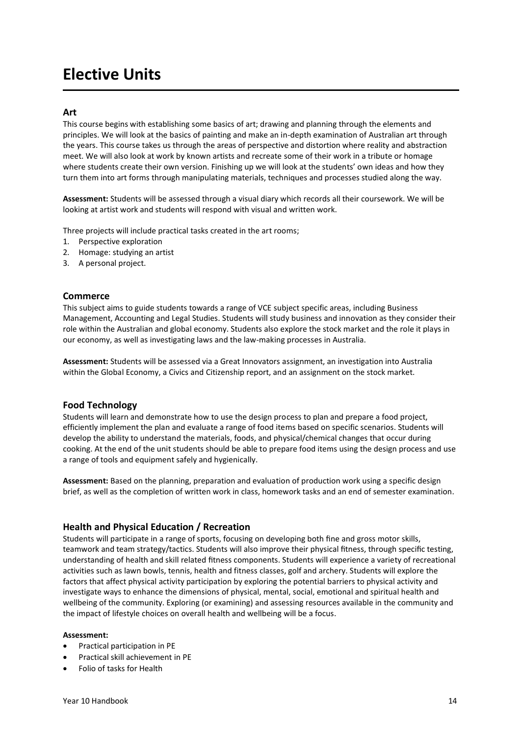# Elective Units

## Art

This course begins with establishing some basics of art; drawing and planning through the elements and principles. We will look at the basics of painting and make an in-depth examination of Australian art through the years. This course takes us through the areas of perspective and distortion where reality and abstraction meet. We will also look at work by known artists and recreate some of their work in a tribute or homage where students create their own version. Finishing up we will look at the students' own ideas and how they turn them into art forms through manipulating materials, techniques and processes studied along the way.

**Assessment:** Students will be assessed through a visual diary which records all their coursework. We will be looking at artist work and students will respond with visual and written work.

Three projects will include practical tasks created in the art rooms;

1. Perspective exploration
2. Homage: studying an artist
3. A personal project.

## Commerce

This subject aims to guide students towards a range of VCE subject specific areas, including Business Management, Accounting and Legal Studies. Students will study business and innovation as they consider their role within the Australian and global economy. Students also explore the stock market and the role it plays in our economy, as well as investigating laws and the law-making processes in Australia.

**Assessment:** Students will be assessed via a Great Innovators assignment, an investigation into Australia within the Global Economy, a Civics and Citizenship report, and an assignment on the stock market.

## Food Technology

Students will learn and demonstrate how to use the design process to plan and prepare a food project, efficiently implement the plan and evaluate a range of food items based on specific scenarios. Students will develop the ability to understand the materials, foods, and physical/chemical changes that occur during cooking. At the end of the unit students should be able to prepare food items using the design process and use a range of tools and equipment safely and hygienically.

**Assessment:** Based on the planning, preparation and evaluation of production work using a specific design brief, as well as the completion of written work in class, homework tasks and an end of semester examination.

## Health and Physical Education / Recreation

Students will participate in a range of sports, focusing on developing both fine and gross motor skills, teamwork and team strategy/tactics. Students will also improve their physical fitness, through specific testing, understanding of health and skill related fitness components. Students will experience a variety of recreational activities such as lawn bowls, tennis, health and fitness classes, golf and archery. Students will explore the factors that affect physical activity participation by exploring the potential barriers to physical activity and investigate ways to enhance the dimensions of physical, mental, social, emotional and spiritual health and wellbeing of the community. Exploring (or examining) and assessing resources available in the community and the impact of lifestyle choices on overall health and wellbeing will be a focus.

**Assessment:**

- Practical participation in PE
- Practical skill achievement in PE
- Folio of tasks for Health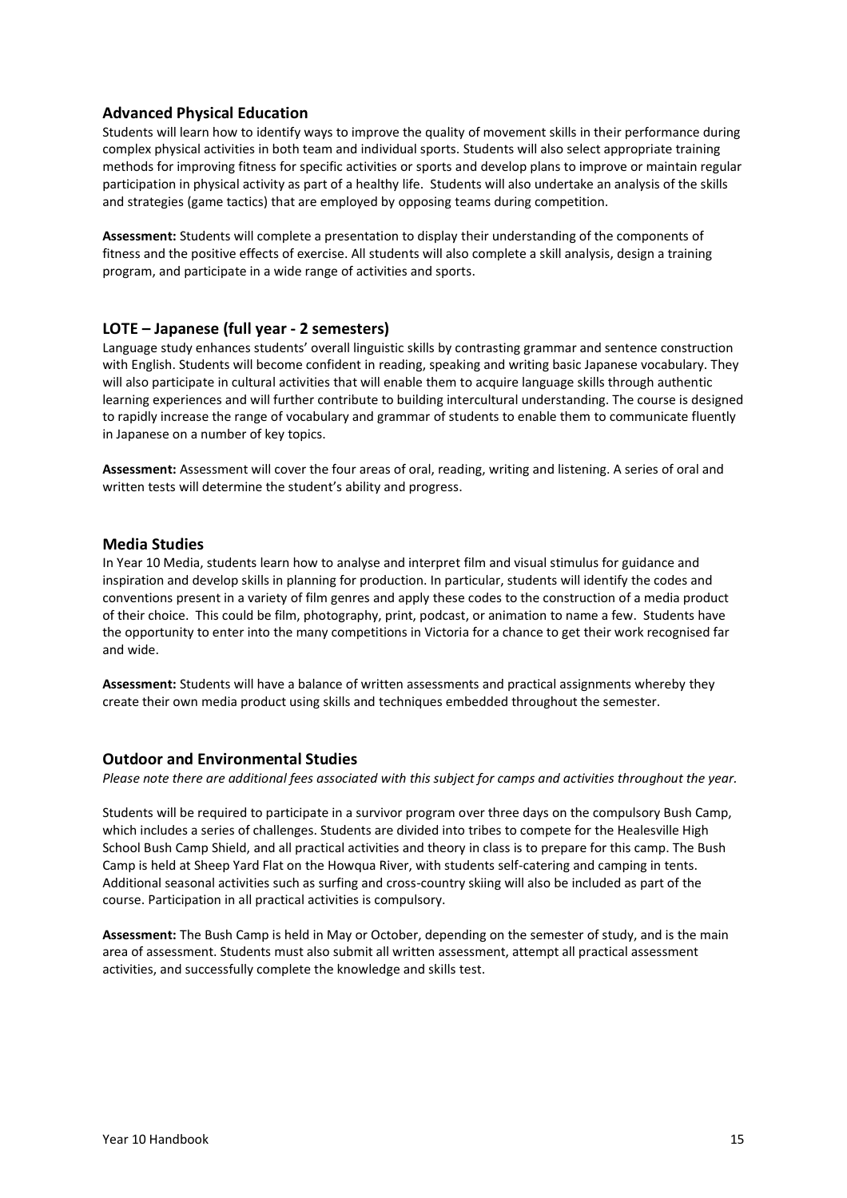## Advanced Physical Education

Students will learn how to identify ways to improve the quality of movement skills in their performance during complex physical activities in both team and individual sports. Students will also select appropriate training methods for improving fitness for specific activities or sports and develop plans to improve or maintain regular participation in physical activity as part of a healthy life. Students will also undertake an analysis of the skills and strategies (game tactics) that are employed by opposing teams during competition.

**Assessment:** Students will complete a presentation to display their understanding of the components of fitness and the positive effects of exercise. All students will also complete a skill analysis, design a training program, and participate in a wide range of activities and sports.

## LOTE – Japanese (full year - 2 semesters)

Language study enhances students' overall linguistic skills by contrasting grammar and sentence construction with English. Students will become confident in reading, speaking and writing basic Japanese vocabulary. They will also participate in cultural activities that will enable them to acquire language skills through authentic learning experiences and will further contribute to building intercultural understanding. The course is designed to rapidly increase the range of vocabulary and grammar of students to enable them to communicate fluently in Japanese on a number of key topics.

**Assessment:** Assessment will cover the four areas of oral, reading, writing and listening. A series of oral and written tests will determine the student's ability and progress.

## Media Studies

In Year 10 Media, students learn how to analyse and interpret film and visual stimulus for guidance and inspiration and develop skills in planning for production. In particular, students will identify the codes and conventions present in a variety of film genres and apply these codes to the construction of a media product of their choice. This could be film, photography, print, podcast, or animation to name a few. Students have the opportunity to enter into the many competitions in Victoria for a chance to get their work recognised far and wide.

**Assessment:** Students will have a balance of written assessments and practical assignments whereby they create their own media product using skills and techniques embedded throughout the semester.

## Outdoor and Environmental Studies

*Please note there are additional fees associated with this subject for camps and activities throughout the year.*

Students will be required to participate in a survivor program over three days on the compulsory Bush Camp, which includes a series of challenges. Students are divided into tribes to compete for the Healesville High School Bush Camp Shield, and all practical activities and theory in class is to prepare for this camp. The Bush Camp is held at Sheep Yard Flat on the Howqua River, with students self-catering and camping in tents. Additional seasonal activities such as surfing and cross-country skiing will also be included as part of the course. Participation in all practical activities is compulsory.

**Assessment:** The Bush Camp is held in May or October, depending on the semester of study, and is the main area of assessment. Students must also submit all written assessment, attempt all practical assessment activities, and successfully complete the knowledge and skills test.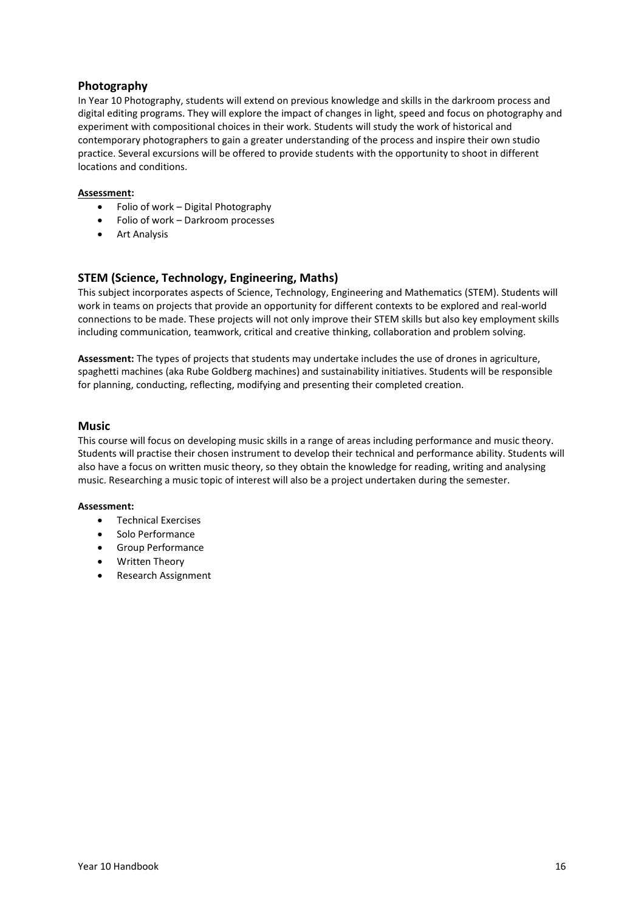## Photography

In Year 10 Photography, students will extend on previous knowledge and skills in the darkroom process and digital editing programs. They will explore the impact of changes in light, speed and focus on photography and experiment with compositional choices in their work. Students will study the work of historical and contemporary photographers to gain a greater understanding of the process and inspire their own studio practice. Several excursions will be offered to provide students with the opportunity to shoot in different locations and conditions.

**Assessment:**

- Folio of work – Digital Photography
- Folio of work – Darkroom processes
- Art Analysis

## STEM (Science, Technology, Engineering, Maths)

This subject incorporates aspects of Science, Technology, Engineering and Mathematics (STEM). Students will work in teams on projects that provide an opportunity for different contexts to be explored and real-world connections to be made. These projects will not only improve their STEM skills but also key employment skills including communication, teamwork, critical and creative thinking, collaboration and problem solving.

**Assessment:** The types of projects that students may undertake includes the use of drones in agriculture, spaghetti machines (aka Rube Goldberg machines) and sustainability initiatives. Students will be responsible for planning, conducting, reflecting, modifying and presenting their completed creation.

## Music

This course will focus on developing music skills in a range of areas including performance and music theory. Students will practise their chosen instrument to develop their technical and performance ability. Students will also have a focus on written music theory, so they obtain the knowledge for reading, writing and analysing music. Researching a music topic of interest will also be a project undertaken during the semester.

**Assessment:**

- Technical Exercises
- Solo Performance
- Group Performance
- Written Theory
- Research Assignment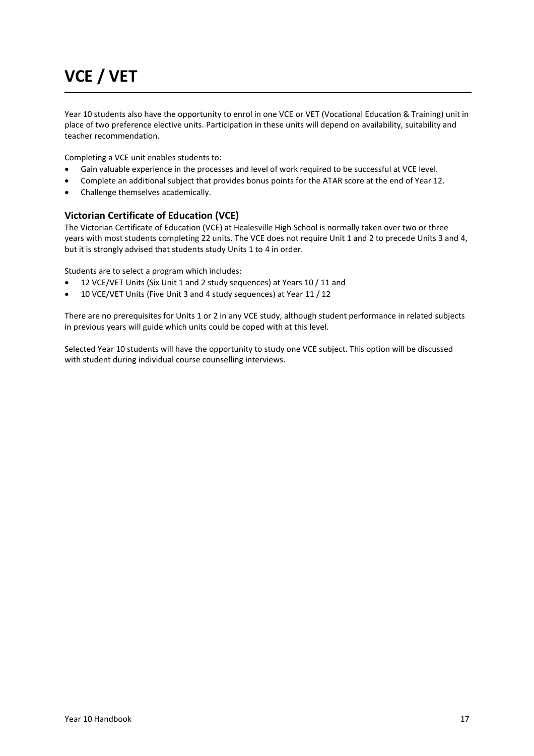# VCE / VET

Year 10 students also have the opportunity to enrol in one VCE or VET (Vocational Education & Training) unit in place of two preference elective units. Participation in these units will depend on availability, suitability and teacher recommendation.

Completing a VCE unit enables students to:

- Gain valuable experience in the processes and level of work required to be successful at VCE level.
- Complete an additional subject that provides bonus points for the ATAR score at the end of Year 12.
- Challenge themselves academically.

### Victorian Certificate of Education (VCE)

The Victorian Certificate of Education (VCE) at Healesville High School is normally taken over two or three years with most students completing 22 units. The VCE does not require Unit 1 and 2 to precede Units 3 and 4, but it is strongly advised that students study Units 1 to 4 in order.

Students are to select a program which includes:

- 12 VCE/VET Units (Six Unit 1 and 2 study sequences) at Years 10 / 11 and
- 10 VCE/VET Units (Five Unit 3 and 4 study sequences) at Year 11 / 12

There are no prerequisites for Units 1 or 2 in any VCE study, although student performance in related subjects in previous years will guide which units could be coped with at this level.

Selected Year 10 students will have the opportunity to study one VCE subject. This option will be discussed with student during individual course counselling interviews.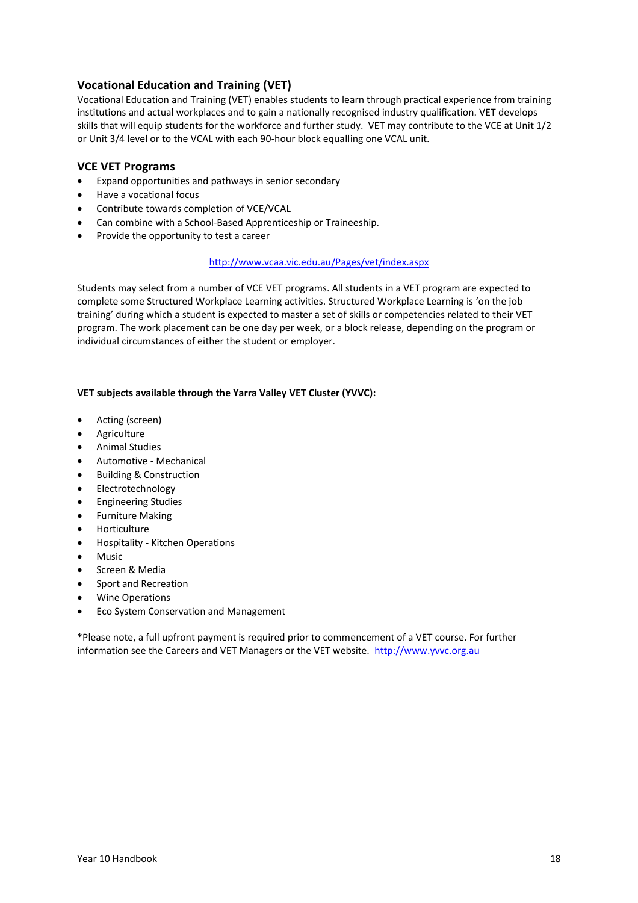## Vocational Education and Training (VET)

Vocational Education and Training (VET) enables students to learn through practical experience from training institutions and actual workplaces and to gain a nationally recognised industry qualification. VET develops skills that will equip students for the workforce and further study. VET may contribute to the VCE at Unit 1/2 or Unit 3/4 level or to the VCAL with each 90-hour block equalling one VCAL unit.

## VCE VET Programs

- Expand opportunities and pathways in senior secondary
- Have a vocational focus
- Contribute towards completion of VCE/VCAL
- Can combine with a School-Based Apprenticeship or Traineeship.
- Provide the opportunity to test a career

http://www.vcaa.vic.edu.au/Pages/vet/index.aspx

Students may select from a number of VCE VET programs. All students in a VET program are expected to complete some Structured Workplace Learning activities. Structured Workplace Learning is 'on the job training' during which a student is expected to master a set of skills or competencies related to their VET program. The work placement can be one day per week, or a block release, depending on the program or individual circumstances of either the student or employer.

**VET subjects available through the Yarra Valley VET Cluster (YVVC):**

- Acting (screen)
- Agriculture
- Animal Studies
- Automotive - Mechanical
- Building & Construction
- Electrotechnology
- Engineering Studies
- Furniture Making
- Horticulture
- Hospitality - Kitchen Operations
- Music
- Screen & Media
- Sport and Recreation
- Wine Operations
- Eco System Conservation and Management

*Please note, a full upfront payment is required prior to commencement of a VET course. For further information see the Careers and VET Managers or the VET website. http://www.yvvc.org.au